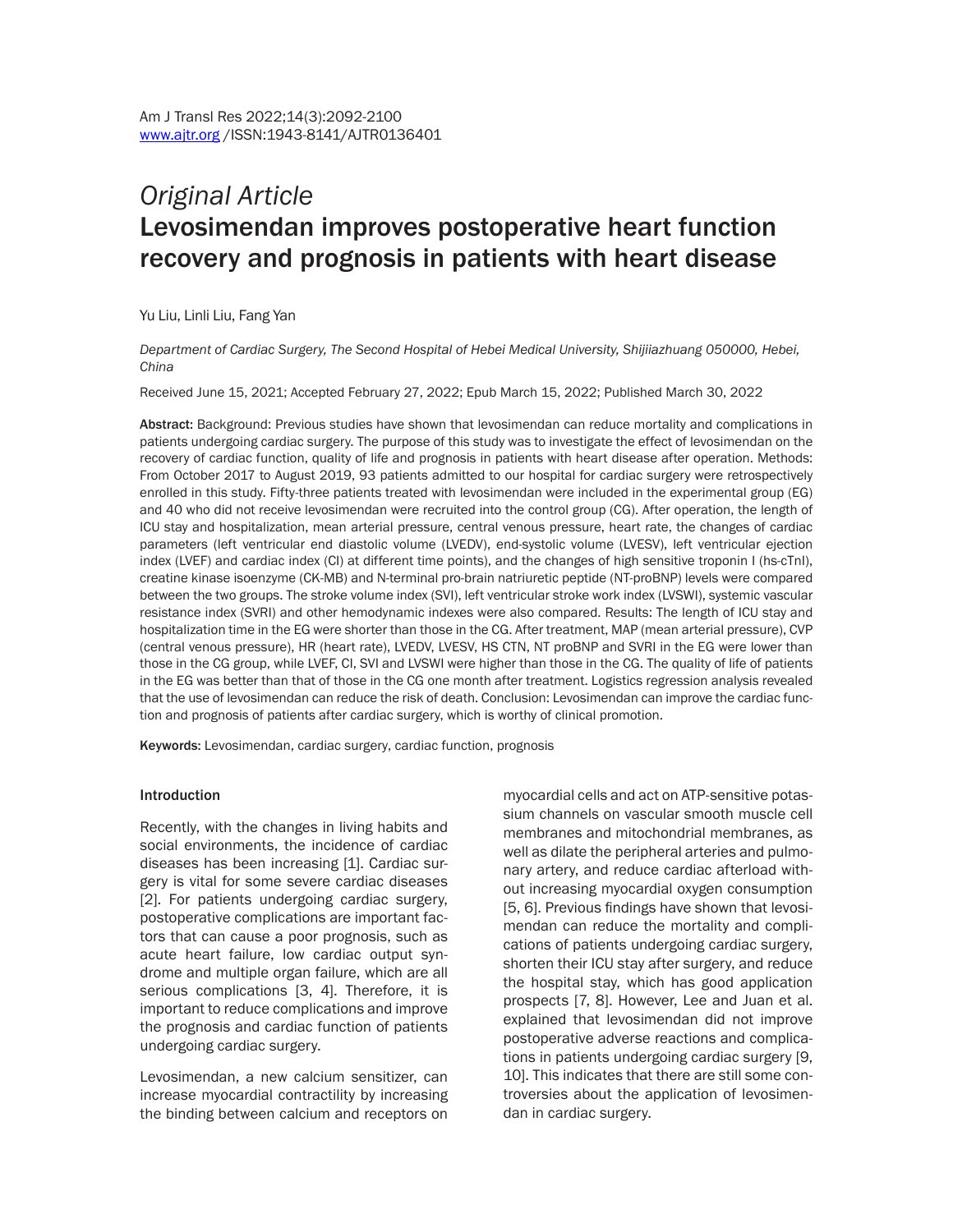*Original Article*

# Levosimendan improves postoperative heart function recovery and prognosis in patients with heart disease

Yu Liu, Linli Liu, Fang Yan

*Department of Cardiac Surgery, The Second Hospital of Hebei Medical University, Shijiazhuang 050000, Hebei, China*

Received June 15, 2021; Accepted February 27, 2022; Epub March 15, 2022; Published March 30, 2022

**Abstract:** Background: Previous studies have shown that levosimendan can reduce mortality and complications in patients undergoing cardiac surgery. The purpose of this study was to investigate the effect of levosimendan on the recovery of cardiac function, quality of life and prognosis in patients with heart disease after operation. Methods: From October 2017 to August 2019, 93 patients admitted to our hospital for cardiac surgery were retrospectively enrolled in this study. Fifty-three patients treated with levosimendan were included in the experimental group (EG) and 40 who did not receive levosimendan were recruited into the control group (CG). After operation, the length of ICU stay and hospitalization, mean arterial pressure, central venous pressure, heart rate, the changes of cardiac parameters (left ventricular end diastolic volume (LVEDV), end-systolic volume (LVESV), left ventricular ejection index (LVEF) and cardiac index (CI) at different time points), and the changes of high sensitive troponin I (hs-cTnI), creatine kinase isoenzyme (CK-MB) and N-terminal pro-brain natriuretic peptide (NT-proBNP) levels were compared between the two groups. The stroke volume index (SVI), left ventricular stroke work index (LVSWI), systemic vascular resistance index (SVRI) and other hemodynamic indexes were also compared. Results: The length of ICU stay and hospitalization time in the EG were shorter than those in the CG. After treatment, MAP (mean arterial pressure), CVP (central venous pressure), HR (heart rate), LVEDV, LVESV, HS CTN, NT proBNP and SVRI in the EG were lower than those in the CG group, while LVEF, CI, SVI and LVSWI were higher than those in the CG. The quality of life of patients in the EG was better than that of those in the CG one month after treatment. Logistics regression analysis revealed that the use of levosimendan can reduce the risk of death. Conclusion: Levosimendan can improve the cardiac function and prognosis of patients after cardiac surgery, which is worthy of clinical promotion.

**Keywords:** Levosimendan, cardiac surgery, cardiac function, prognosis

## Introduction

Recently, with the changes in living habits and social environments, the incidence of cardiac diseases has been increasing [1]. Cardiac surgery is vital for some severe cardiac diseases [2]. For patients undergoing cardiac surgery, postoperative complications are important factors that can cause a poor prognosis, such as acute heart failure, low cardiac output syndrome and multiple organ failure, which are all serious complications [3, 4]. Therefore, it is important to reduce complications and improve the prognosis and cardiac function of patients undergoing cardiac surgery.

Levosimendan, a new calcium sensitizer, can increase myocardial contractility by increasing the binding between calcium and receptors on myocardial cells and act on ATP-sensitive potassium channels on vascular smooth muscle cell membranes and mitochondrial membranes, as well as dilate the peripheral arteries and pulmonary artery, and reduce cardiac afterload without increasing myocardial oxygen consumption [5, 6]. Previous findings have shown that levosimendan can reduce the mortality and complications of patients undergoing cardiac surgery, shorten their ICU stay after surgery, and reduce the hospital stay, which has good application prospects [7, 8]. However, Lee and Juan et al. explained that levosimendan did not improve postoperative adverse reactions and complications in patients undergoing cardiac surgery [9, 10]. This indicates that there are still some controversies about the application of levosimendan in cardiac surgery.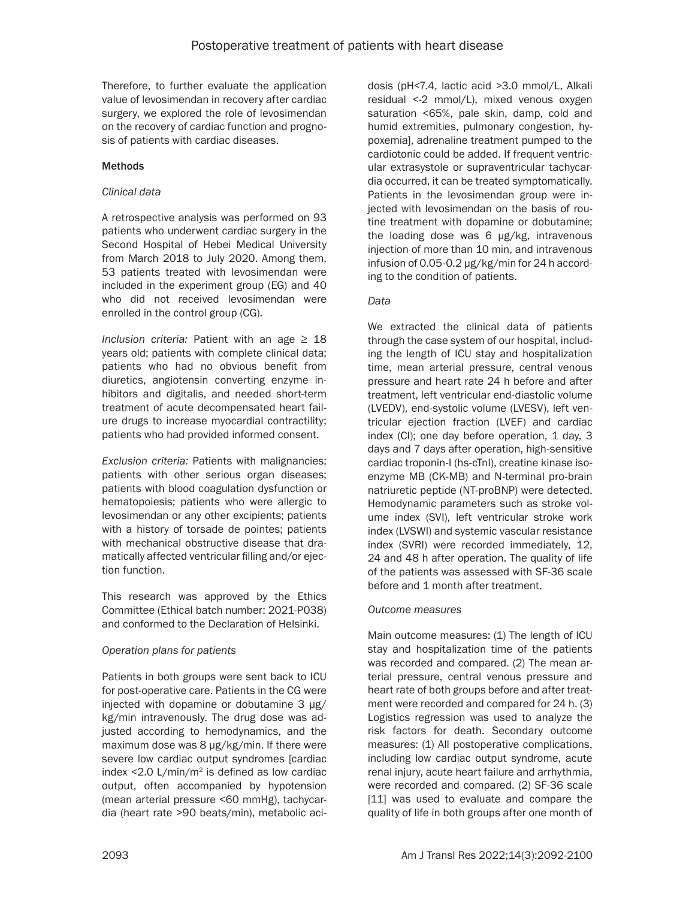Therefore, to further evaluate the application value of levosimendan in recovery after cardiac surgery, we explored the role of levosimendan on the recovery of cardiac function and prognosis of patients with cardiac diseases.

## Methods

### *Clinical data*

A retrospective analysis was performed on 93 patients who underwent cardiac surgery in the Second Hospital of Hebei Medical University from March 2018 to July 2020. Among them, 53 patients treated with levosimendan were included in the experiment group (EG) and 40 who did not received levosimendan were enrolled in the control group (CG).

*Inclusion criteria:* Patient with an age ≥ 18 years old; patients with complete clinical data; patients who had no obvious benefit from diuretics, angiotensin converting enzyme inhibitors and digitalis, and needed short-term treatment of acute decompensated heart failure drugs to increase myocardial contractility; patients who had provided informed consent.

*Exclusion criteria:* Patients with malignancies; patients with other serious organ diseases; patients with blood coagulation dysfunction or hematopoiesis; patients who were allergic to levosimendan or any other excipients; patients with a history of torsade de pointes; patients with mechanical obstructive disease that dramatically affected ventricular filling and/or ejection function.

This research was approved by the Ethics Committee (Ethical batch number: 2021-P038) and conformed to the Declaration of Helsinki.

### *Operation plans for patients*

Patients in both groups were sent back to ICU for post-operative care. Patients in the CG were injected with dopamine or dobutamine 3 μg/kg/min intravenously. The drug dose was adjusted according to hemodynamics, and the maximum dose was 8 μg/kg/min. If there were severe low cardiac output syndromes [cardiac index <2.0 L/min/m$^2$ is defined as low cardiac output, often accompanied by hypotension (mean arterial pressure <60 mmHg), tachycardia (heart rate >90 beats/min), metabolic acidosis (pH<7.4, lactic acid >3.0 mmol/L, Alkali residual <-2 mmol/L), mixed venous oxygen saturation <65%, pale skin, damp, cold and humid extremities, pulmonary congestion, hypoxemia], adrenaline treatment pumped to the cardiotonic could be added. If frequent ventricular extrasystole or supraventricular tachycardia occurred, it can be treated symptomatically. Patients in the levosimendan group were injected with levosimendan on the basis of routine treatment with dopamine or dobutamine; the loading dose was 6 μg/kg, intravenous injection of more than 10 min, and intravenous infusion of 0.05-0.2 μg/kg/min for 24 h according to the condition of patients.

### *Data*

We extracted the clinical data of patients through the case system of our hospital, including the length of ICU stay and hospitalization time, mean arterial pressure, central venous pressure and heart rate 24 h before and after treatment, left ventricular end-diastolic volume (LVEDV), end-systolic volume (LVESV), left ventricular ejection fraction (LVEF) and cardiac index (CI); one day before operation, 1 day, 3 days and 7 days after operation, high-sensitive cardiac troponin-I (hs-cTnI), creatine kinase isoenzyme MB (CK-MB) and N-terminal pro-brain natriuretic peptide (NT-proBNP) were detected. Hemodynamic parameters such as stroke volume index (SVI), left ventricular stroke work index (LVSWI) and systemic vascular resistance index (SVRI) were recorded immediately, 12, 24 and 48 h after operation. The quality of life of the patients was assessed with SF-36 scale before and 1 month after treatment.

### *Outcome measures*

Main outcome measures: (1) The length of ICU stay and hospitalization time of the patients was recorded and compared. (2) The mean arterial pressure, central venous pressure and heart rate of both groups before and after treatment were recorded and compared for 24 h. (3) Logistics regression was used to analyze the risk factors for death. Secondary outcome measures: (1) All postoperative complications, including low cardiac output syndrome, acute renal injury, acute heart failure and arrhythmia, were recorded and compared. (2) SF-36 scale [11] was used to evaluate and compare the quality of life in both groups after one month of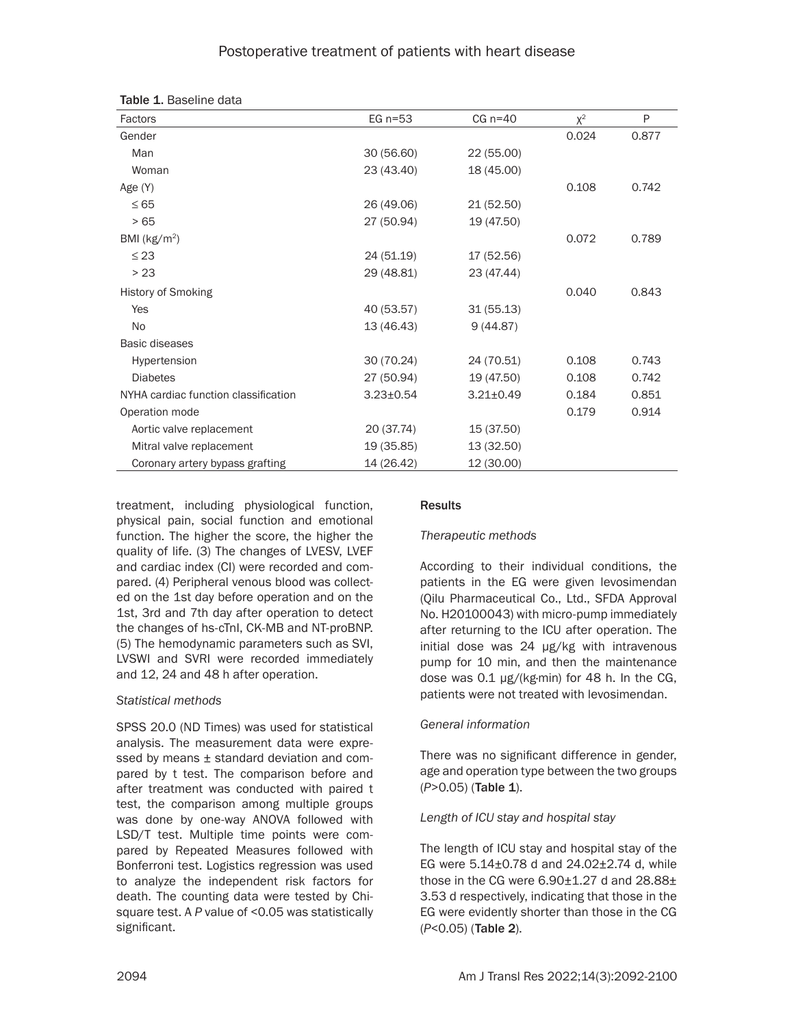Table 1. Baseline data

| Factors | EG n=53 | CG n=40 | $\chi^2$ | P |
|---|---|---|---|---|
| Gender | | | 0.024 | 0.877 |
| Man | 30 (56.60) | 22 (55.00) | | |
| Woman | 23 (43.40) | 18 (45.00) | | |
| Age (Y) | | | 0.108 | 0.742 |
| ≤ 65 | 26 (49.06) | 21 (52.50) | | |
| > 65 | 27 (50.94) | 19 (47.50) | | |
| BMI (kg/m$^2$) | | | 0.072 | 0.789 |
| ≤ 23 | 24 (51.19) | 17 (52.56) | | |
| > 23 | 29 (48.81) | 23 (47.44) | | |
| History of Smoking | | | 0.040 | 0.843 |
| Yes | 40 (53.57) | 31 (55.13) | | |
| No | 13 (46.43) | 9 (44.87) | | |
| Basic diseases | | | | |
| Hypertension | 30 (70.24) | 24 (70.51) | 0.108 | 0.743 |
| Diabetes | 27 (50.94) | 19 (47.50) | 0.108 | 0.742 |
| NYHA cardiac function classification | 3.23±0.54 | 3.21±0.49 | 0.184 | 0.851 |
| Operation mode | | | 0.179 | 0.914 |
| Aortic valve replacement | 20 (37.74) | 15 (37.50) | | |
| Mitral valve replacement | 19 (35.85) | 13 (32.50) | | |
| Coronary artery bypass grafting | 14 (26.42) | 12 (30.00) | | |

treatment, including physiological function, physical pain, social function and emotional function. The higher the score, the higher the quality of life. (3) The changes of LVESV, LVEF and cardiac index (CI) were recorded and compared. (4) Peripheral venous blood was collected on the 1st day before operation and on the 1st, 3rd and 7th day after operation to detect the changes of hs-cTnI, CK-MB and NT-proBNP. (5) The hemodynamic parameters such as SVI, LVSWI and SVRI were recorded immediately and 12, 24 and 48 h after operation.

*Statistical methods*

SPSS 20.0 (ND Times) was used for statistical analysis. The measurement data were expressed by means ± standard deviation and compared by t test. The comparison before and after treatment was conducted with paired t test, the comparison among multiple groups was done by one-way ANOVA followed with LSD/T test. Multiple time points were compared by Repeated Measures followed with Bonferroni test. Logistics regression was used to analyze the independent risk factors for death. The counting data were tested by Chi-square test. A *P* value of <0.05 was statistically significant.

## Results

*Therapeutic methods*

According to their individual conditions, the patients in the EG were given levosimendan (Qilu Pharmaceutical Co., Ltd., SFDA Approval No. H20100043) with micro-pump immediately after returning to the ICU after operation. The initial dose was 24 μg/kg with intravenous pump for 10 min, and then the maintenance dose was 0.1 μg/(kg·min) for 48 h. In the CG, patients were not treated with levosimendan.

*General information*

There was no significant difference in gender, age and operation type between the two groups (*P*>0.05) (**Table 1**).

*Length of ICU stay and hospital stay*

The length of ICU stay and hospital stay of the EG were 5.14±0.78 d and 24.02±2.74 d, while those in the CG were 6.90±1.27 d and 28.88± 3.53 d respectively, indicating that those in the EG were evidently shorter than those in the CG (*P*<0.05) (**Table 2**).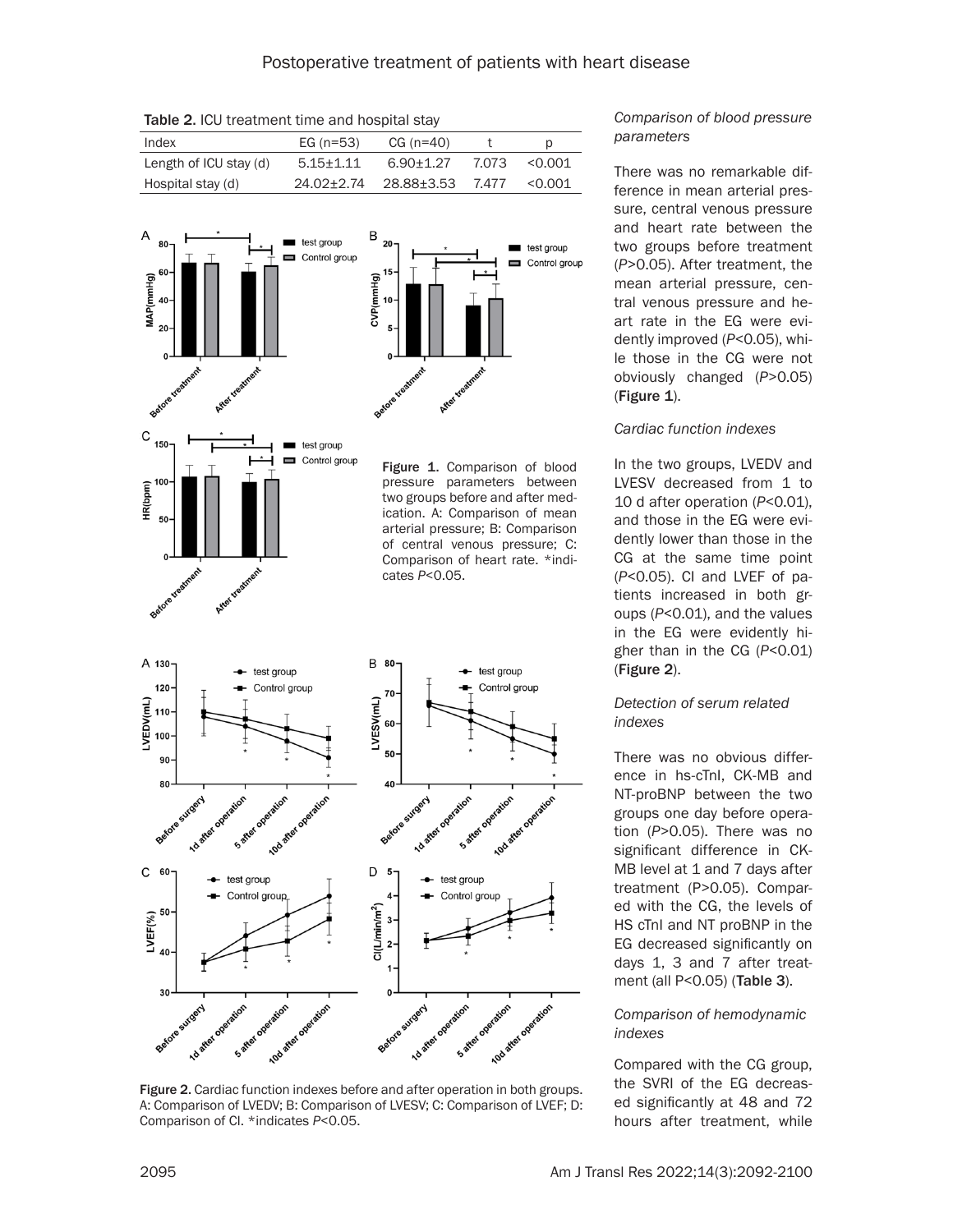Table 2. ICU treatment time and hospital stay

| Index | EG (n=53) | CG (n=40) | t | p |
|---|---|---|---|---|
| Length of ICU stay (d) | 5.15±1.11 | 6.90±1.27 | 7.073 | <0.001 |
| Hospital stay (d) | 24.02±2.74 | 28.88±3.53 | 7.477 | <0.001 |

Figure 1. Comparison of blood pressure parameters between two groups before and after medication. A: Comparison of mean arterial pressure; B: Comparison of central venous pressure; C: Comparison of heart rate. *indicates $P<0.05$.

Figure 2. Cardiac function indexes before and after operation in both groups. A: Comparison of LVEDV; B: Comparison of LVESV; C: Comparison of LVEF; D: Comparison of CI. *indicates $P<0.05$.

*Comparison of blood pressure parameters*

There was no remarkable difference in mean arterial pressure, central venous pressure and heart rate between the two groups before treatment ($P>0.05$). After treatment, the mean arterial pressure, central venous pressure and heart rate in the EG were evidently improved ($P<0.05$), while those in the CG were not obviously changed ($P>0.05$) (**Figure 1**).

*Cardiac function indexes*

In the two groups, LVEDV and LVESV decreased from 1 to 10 d after operation ($P<0.01$), and those in the EG were evidently lower than those in the CG at the same time point ($P<0.05$). CI and LVEF of patients increased in both groups ($P<0.01$), and the values in the EG were evidently higher than in the CG ($P<0.01$) (**Figure 2**).

*Detection of serum related indexes*

There was no obvious difference in hs-cTnI, CK-MB and NT-proBNP between the two groups one day before operation ($P>0.05$). There was no significant difference in CK-MB level at 1 and 7 days after treatment ($P>0.05$). Compared with the CG, the levels of HS cTnI and NT proBNP in the EG decreased significantly on days 1, 3 and 7 after treatment (all $P<0.05$) (**Table 3**).

*Comparison of hemodynamic indexes*

Compared with the CG group, the SVRI of the EG decreased significantly at 48 and 72 hours after treatment, while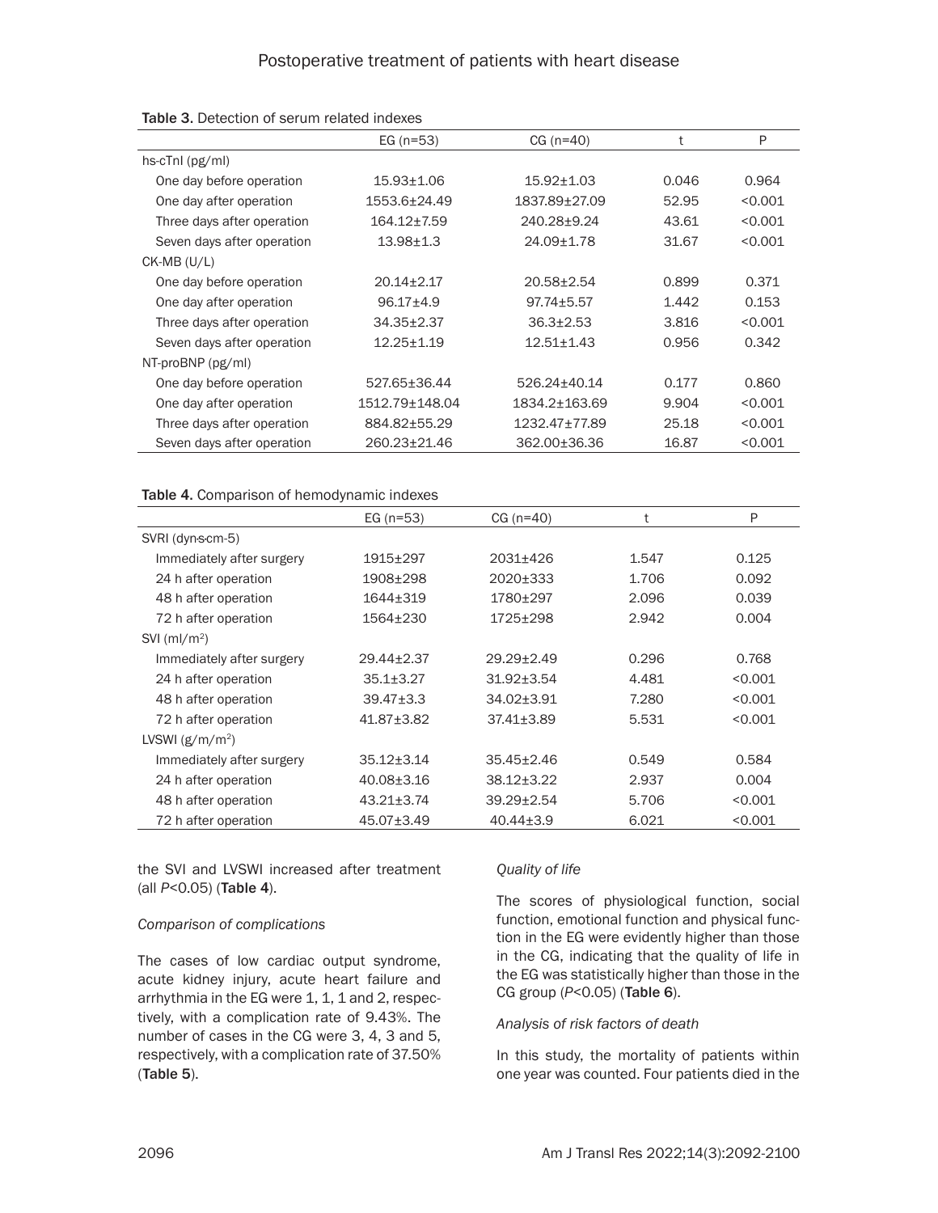Table 3. Detection of serum related indexes

| | EG (n=53) | CG (n=40) | t | P |
|---|---|---|---|---|
| hs-cTnI (pg/ml) | | | | |
| One day before operation | 15.93±1.06 | 15.92±1.03 | 0.046 | 0.964 |
| One day after operation | 1553.6±24.49 | 1837.89±27.09 | 52.95 | <0.001 |
| Three days after operation | 164.12±7.59 | 240.28±9.24 | 43.61 | <0.001 |
| Seven days after operation | 13.98±1.3 | 24.09±1.78 | 31.67 | <0.001 |
| CK-MB (U/L) | | | | |
| One day before operation | 20.14±2.17 | 20.58±2.54 | 0.899 | 0.371 |
| One day after operation | 96.17±4.9 | 97.74±5.57 | 1.442 | 0.153 |
| Three days after operation | 34.35±2.37 | 36.3±2.53 | 3.816 | <0.001 |
| Seven days after operation | 12.25±1.19 | 12.51±1.43 | 0.956 | 0.342 |
| NT-proBNP (pg/ml) | | | | |
| One day before operation | 527.65±36.44 | 526.24±40.14 | 0.177 | 0.860 |
| One day after operation | 1512.79±148.04 | 1834.2±163.69 | 9.904 | <0.001 |
| Three days after operation | 884.82±55.29 | 1232.47±77.89 | 25.18 | <0.001 |
| Seven days after operation | 260.23±21.46 | 362.00±36.36 | 16.87 | <0.001 |

Table 4. Comparison of hemodynamic indexes

| | EG (n=53) | CG (n=40) | t | P |
|---|---|---|---|---|
| SVRI (dyn-s-cm-5) | | | | |
| Immediately after surgery | 1915±297 | 2031±426 | 1.547 | 0.125 |
| 24 h after operation | 1908±298 | 2020±333 | 1.706 | 0.092 |
| 48 h after operation | 1644±319 | 1780±297 | 2.096 | 0.039 |
| 72 h after operation | 1564±230 | 1725±298 | 2.942 | 0.004 |
| SVI (ml/m$^2$) | | | | |
| Immediately after surgery | 29.44±2.37 | 29.29±2.49 | 0.296 | 0.768 |
| 24 h after operation | 35.1±3.27 | 31.92±3.54 | 4.481 | <0.001 |
| 48 h after operation | 39.47±3.3 | 34.02±3.91 | 7.280 | <0.001 |
| 72 h after operation | 41.87±3.82 | 37.41±3.89 | 5.531 | <0.001 |
| LVSWI (g/m/m$^2$) | | | | |
| Immediately after surgery | 35.12±3.14 | 35.45±2.46 | 0.549 | 0.584 |
| 24 h after operation | 40.08±3.16 | 38.12±3.22 | 2.937 | 0.004 |
| 48 h after operation | 43.21±3.74 | 39.29±2.54 | 5.706 | <0.001 |
| 72 h after operation | 45.07±3.49 | 40.44±3.9 | 6.021 | <0.001 |

the SVI and LVSWI increased after treatment (all $P<0.05$) (**Table 4**).

*Comparison of complications*

The cases of low cardiac output syndrome, acute kidney injury, acute heart failure and arrhythmia in the EG were 1, 1, 1 and 2, respectively, with a complication rate of 9.43%. The number of cases in the CG were 3, 4, 3 and 5, respectively, with a complication rate of 37.50% (**Table 5**).

*Quality of life*

The scores of physiological function, social function, emotional function and physical function in the EG were evidently higher than those in the CG, indicating that the quality of life in the EG was statistically higher than those in the CG group ($P<0.05$) (**Table 6**).

*Analysis of risk factors of death*

In this study, the mortality of patients within one year was counted. Four patients died in the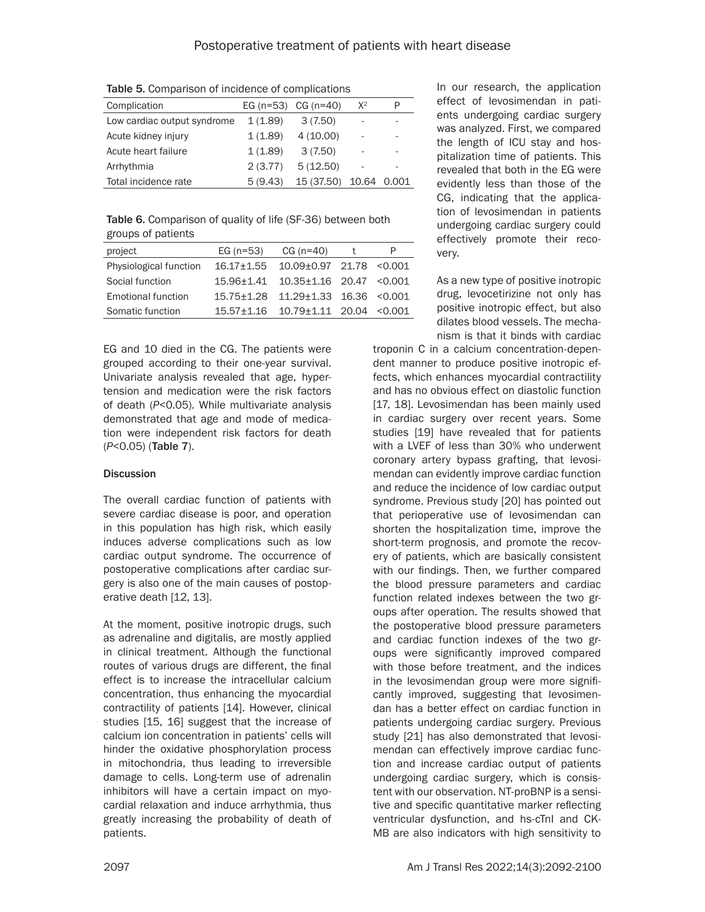**Table 5.** Comparison of incidence of complications

| Complication | EG (n=53) | CG (n=40) | $X^2$ | P |
|---|---|---|---|---|
| Low cardiac output syndrome | 1 (1.89) | 3 (7.50) | - | - |
| Acute kidney injury | 1 (1.89) | 4 (10.00) | - | - |
| Acute heart failure | 1 (1.89) | 3 (7.50) | - | - |
| Arrhythmia | 2 (3.77) | 5 (12.50) | - | - |
| Total incidence rate | 5 (9.43) | 15 (37.50) | 10.64 | 0.001 |

**Table 6.** Comparison of quality of life (SF-36) between both groups of patients

| project | EG (n=53) | CG (n=40) | t | P |
|---|---|---|---|---|
| Physiological function | 16.17±1.55 | 10.09±0.97 | 21.78 | <0.001 |
| Social function | 15.96±1.41 | 10.35±1.16 | 20.47 | <0.001 |
| Emotional function | 15.75±1.28 | 11.29±1.33 | 16.36 | <0.001 |
| Somatic function | 15.57±1.16 | 10.79±1.11 | 20.04 | <0.001 |

EG and 10 died in the CG. The patients were grouped according to their one-year survival. Univariate analysis revealed that age, hypertension and medication were the risk factors of death (*P*<0.05). While multivariate analysis demonstrated that age and mode of medication were independent risk factors for death (*P*<0.05) (**Table 7**).

## Discussion

The overall cardiac function of patients with severe cardiac disease is poor, and operation in this population has high risk, which easily induces adverse complications such as low cardiac output syndrome. The occurrence of postoperative complications after cardiac surgery is also one of the main causes of postoperative death [12, 13].

At the moment, positive inotropic drugs, such as adrenaline and digitalis, are mostly applied in clinical treatment. Although the functional routes of various drugs are different, the final effect is to increase the intracellular calcium concentration, thus enhancing the myocardial contractility of patients [14]. However, clinical studies [15, 16] suggest that the increase of calcium ion concentration in patients' cells will hinder the oxidative phosphorylation process in mitochondria, thus leading to irreversible damage to cells. Long-term use of adrenalin inhibitors will have a certain impact on myocardial relaxation and induce arrhythmia, thus greatly increasing the probability of death of patients.

In our research, the application effect of levosimendan in patients undergoing cardiac surgery was analyzed. First, we compared the length of ICU stay and hospitalization time of patients. This revealed that both in the EG were evidently less than those of the CG, indicating that the application of levosimendan in patients undergoing cardiac surgery could effectively promote their recovery.

As a new type of positive inotropic drug, levocetirizine not only has positive inotropic effect, but also dilates blood vessels. The mechanism is that it binds with cardiac troponin C in a calcium concentration-dependent manner to produce positive inotropic effects, which enhances myocardial contractility and has no obvious effect on diastolic function [17, 18]. Levosimendan has been mainly used in cardiac surgery over recent years. Some studies [19] have revealed that for patients with a LVEF of less than 30% who underwent coronary artery bypass grafting, that levosimendan can evidently improve cardiac function and reduce the incidence of low cardiac output syndrome. Previous study [20] has pointed out that perioperative use of levosimendan can shorten the hospitalization time, improve the short-term prognosis, and promote the recovery of patients, which are basically consistent with our findings. Then, we further compared the blood pressure parameters and cardiac function related indexes between the two groups after operation. The results showed that the postoperative blood pressure parameters and cardiac function indexes of the two groups were significantly improved compared with those before treatment, and the indices in the levosimendan group were more significantly improved, suggesting that levosimendan has a better effect on cardiac function in patients undergoing cardiac surgery. Previous study [21] has also demonstrated that levosimendan can effectively improve cardiac function and increase cardiac output of patients undergoing cardiac surgery, which is consistent with our observation. NT-proBNP is a sensitive and specific quantitative marker reflecting ventricular dysfunction, and hs-cTnI and CK-MB are also indicators with high sensitivity to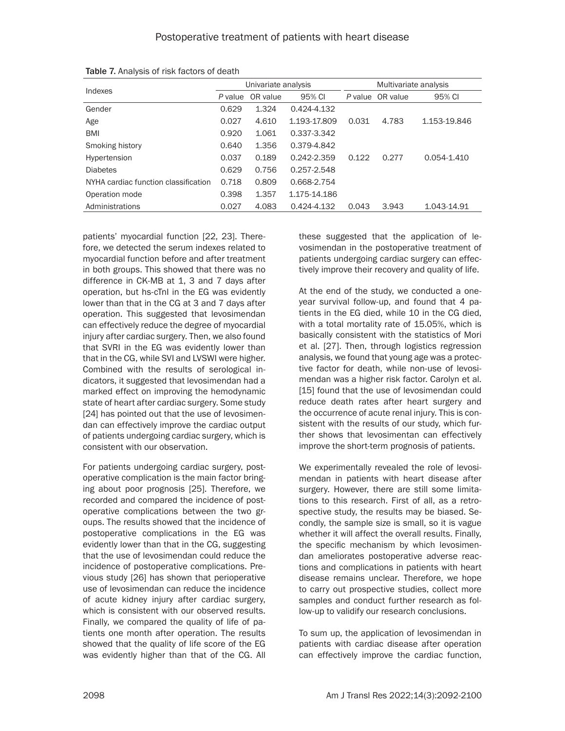Table 7. Analysis of risk factors of death

| Indexes | Univariate analysis | | | Multivariate analysis | | |
|---|---|---|---|---|---|---|
| | *P* value | OR value | 95% CI | *P* value | OR value | 95% CI |
| Gender | 0.629 | 1.324 | 0.424-4.132 | | | |
| Age | 0.027 | 4.610 | 1.193-17.809 | 0.031 | 4.783 | 1.153-19.846 |
| BMI | 0.920 | 1.061 | 0.337-3.342 | | | |
| Smoking history | 0.640 | 1.356 | 0.379-4.842 | | | |
| Hypertension | 0.037 | 0.189 | 0.242-2.359 | 0.122 | 0.277 | 0.054-1.410 |
| Diabetes | 0.629 | 0.756 | 0.257-2.548 | | | |
| NYHA cardiac function classification | 0.718 | 0.809 | 0.668-2.754 | | | |
| Operation mode | 0.398 | 1.357 | 1.175-14.186 | | | |
| Administrations | 0.027 | 4.083 | 0.424-4.132 | 0.043 | 3.943 | 1.043-14.91 |

patients' myocardial function [22, 23]. Therefore, we detected the serum indexes related to myocardial function before and after treatment in both groups. This showed that there was no difference in CK-MB at 1, 3 and 7 days after operation, but hs-cTnI in the EG was evidently lower than that in the CG at 3 and 7 days after operation. This suggested that levosimendan can effectively reduce the degree of myocardial injury after cardiac surgery. Then, we also found that SVRI in the EG was evidently lower than that in the CG, while SVI and LVSWI were higher. Combined with the results of serological indicators, it suggested that levosimendan had a marked effect on improving the hemodynamic state of heart after cardiac surgery. Some study [24] has pointed out that the use of levosimendan can effectively improve the cardiac output of patients undergoing cardiac surgery, which is consistent with our observation.

For patients undergoing cardiac surgery, postoperative complication is the main factor bringing about poor prognosis [25]. Therefore, we recorded and compared the incidence of postoperative complications between the two groups. The results showed that the incidence of postoperative complications in the EG was evidently lower than that in the CG, suggesting that the use of levosimendan could reduce the incidence of postoperative complications. Previous study [26] has shown that perioperative use of levosimendan can reduce the incidence of acute kidney injury after cardiac surgery, which is consistent with our observed results. Finally, we compared the quality of life of patients one month after operation. The results showed that the quality of life score of the EG was evidently higher than that of the CG. All these suggested that the application of levosimendan in the postoperative treatment of patients undergoing cardiac surgery can effectively improve their recovery and quality of life.

At the end of the study, we conducted a one-year survival follow-up, and found that 4 patients in the EG died, while 10 in the CG died, with a total mortality rate of 15.05%, which is basically consistent with the statistics of Mori et al. [27]. Then, through logistics regression analysis, we found that young age was a protective factor for death, while non-use of levosimendan was a higher risk factor. Carolyn et al. [15] found that the use of levosimendan could reduce death rates after heart surgery and the occurrence of acute renal injury. This is consistent with the results of our study, which further shows that levosimentan can effectively improve the short-term prognosis of patients.

We experimentally revealed the role of levosimendan in patients with heart disease after surgery. However, there are still some limitations to this research. First of all, as a retrospective study, the results may be biased. Secondly, the sample size is small, so it is vague whether it will affect the overall results. Finally, the specific mechanism by which levosimendan ameliorates postoperative adverse reactions and complications in patients with heart disease remains unclear. Therefore, we hope to carry out prospective studies, collect more samples and conduct further research as follow-up to validify our research conclusions.

To sum up, the application of levosimendan in patients with cardiac disease after operation can effectively improve the cardiac function,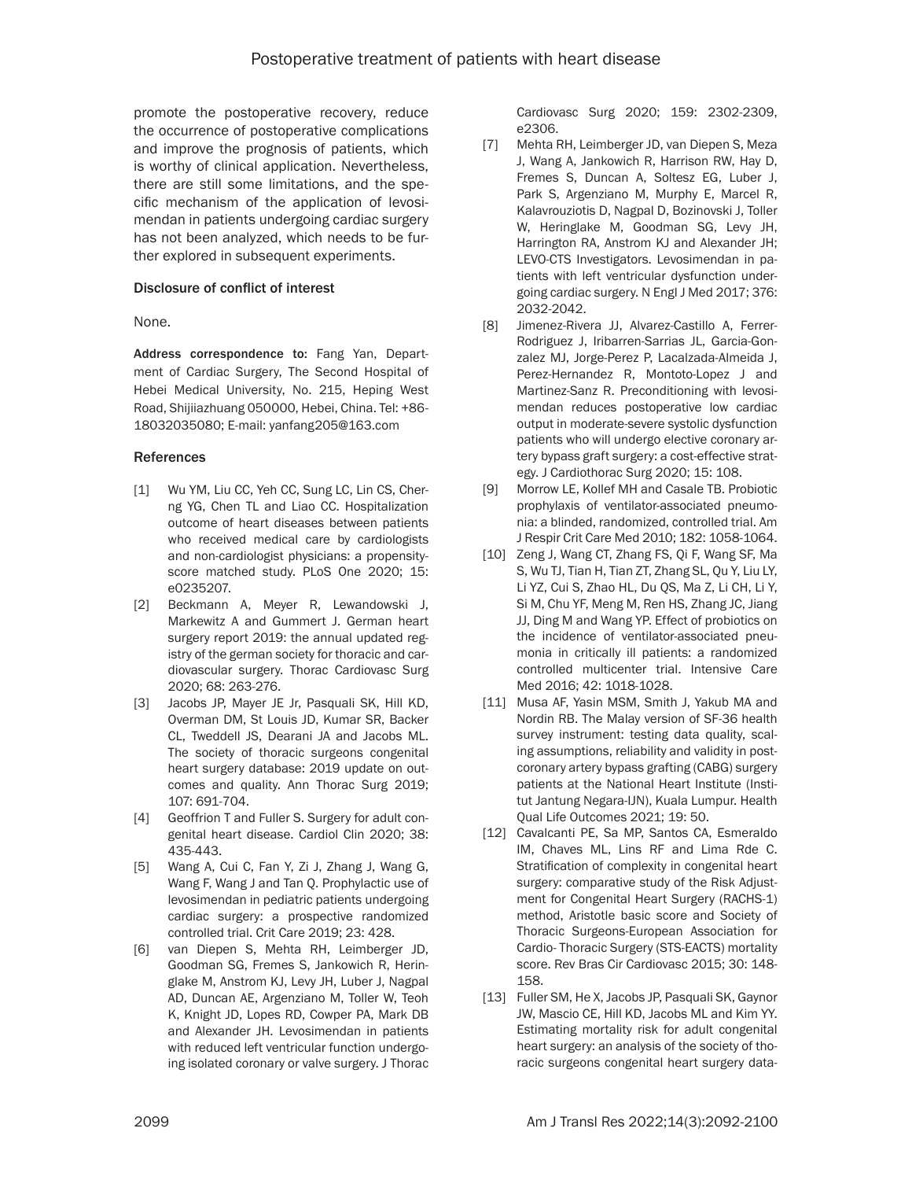promote the postoperative recovery, reduce the occurrence of postoperative complications and improve the prognosis of patients, which is worthy of clinical application. Nevertheless, there are still some limitations, and the specific mechanism of the application of levosimendan in patients undergoing cardiac surgery has not been analyzed, which needs to be further explored in subsequent experiments.

### Disclosure of conflict of interest

None.

**Address correspondence to:** Fang Yan, Department of Cardiac Surgery, The Second Hospital of Hebei Medical University, No. 215, Heping West Road, Shijiiazhuang 050000, Hebei, China. Tel: +86-18032035080; E-mail: yanfang205@163.com

### References

[1] Wu YM, Liu CC, Yeh CC, Sung LC, Lin CS, Cherng YG, Chen TL and Liao CC. Hospitalization outcome of heart diseases between patients who received medical care by cardiologists and non-cardiologist physicians: a propensity-score matched study. PLoS One 2020; 15: e0235207.

[2] Beckmann A, Meyer R, Lewandowski J, Markewitz A and Gummert J. German heart surgery report 2019: the annual updated registry of the german society for thoracic and cardiovascular surgery. Thorac Cardiovasc Surg 2020; 68: 263-276.

[3] Jacobs JP, Mayer JE Jr, Pasquali SK, Hill KD, Overman DM, St Louis JD, Kumar SR, Backer CL, Tweddell JS, Dearani JA and Jacobs ML. The society of thoracic surgeons congenital heart surgery database: 2019 update on outcomes and quality. Ann Thorac Surg 2019; 107: 691-704.

[4] Geoffrion T and Fuller S. Surgery for adult congenital heart disease. Cardiol Clin 2020; 38: 435-443.

[5] Wang A, Cui C, Fan Y, Zi J, Zhang J, Wang G, Wang F, Wang J and Tan Q. Prophylactic use of levosimendan in pediatric patients undergoing cardiac surgery: a prospective randomized controlled trial. Crit Care 2019; 23: 428.

[6] van Diepen S, Mehta RH, Leimberger JD, Goodman SG, Fremes S, Jankowich R, Heringlake M, Anstrom KJ, Levy JH, Luber J, Nagpal AD, Duncan AE, Argenziano M, Toller W, Teoh K, Knight JD, Lopes RD, Cowper PA, Mark DB and Alexander JH. Levosimendan in patients with reduced left ventricular function undergoing isolated coronary or valve surgery. J Thorac Cardiovasc Surg 2020; 159: 2302-2309, e2306.

[7] Mehta RH, Leimberger JD, van Diepen S, Meza J, Wang A, Jankowich R, Harrison RW, Hay D, Fremes S, Duncan A, Soltesz EG, Luber J, Park S, Argenziano M, Murphy E, Marcel R, Kalavrouziotis D, Nagpal D, Bozinovski J, Toller W, Heringlake M, Goodman SG, Levy JH, Harrington RA, Anstrom KJ and Alexander JH; LEVO-CTS Investigators. Levosimendan in patients with left ventricular dysfunction undergoing cardiac surgery. N Engl J Med 2017; 376: 2032-2042.

[8] Jimenez-Rivera JJ, Alvarez-Castillo A, Ferrer-Rodriguez J, Iribarren-Sarrias JL, Garcia-Gonzalez MJ, Jorge-Perez P, Lacalzada-Almeida J, Perez-Hernandez R, Montoto-Lopez J and Martinez-Sanz R. Preconditioning with levosimendan reduces postoperative low cardiac output in moderate-severe systolic dysfunction patients who will undergo elective coronary artery bypass graft surgery: a cost-effective strategy. J Cardiothorac Surg 2020; 15: 108.

[9] Morrow LE, Kollef MH and Casale TB. Probiotic prophylaxis of ventilator-associated pneumonia: a blinded, randomized, controlled trial. Am J Respir Crit Care Med 2010; 182: 1058-1064.

[10] Zeng J, Wang CT, Zhang FS, Qi F, Wang SF, Ma S, Wu TJ, Tian H, Tian ZT, Zhang SL, Qu Y, Liu LY, Li YZ, Cui S, Zhao HL, Du QS, Ma Z, Li CH, Li Y, Si M, Chu YF, Meng M, Ren HS, Zhang JC, Jiang JJ, Ding M and Wang YP. Effect of probiotics on the incidence of ventilator-associated pneumonia in critically ill patients: a randomized controlled multicenter trial. Intensive Care Med 2016; 42: 1018-1028.

[11] Musa AF, Yasin MSM, Smith J, Yakub MA and Nordin RB. The Malay version of SF-36 health survey instrument: testing data quality, scaling assumptions, reliability and validity in post-coronary artery bypass grafting (CABG) surgery patients at the National Heart Institute (Institut Jantung Negara-IJN), Kuala Lumpur. Health Qual Life Outcomes 2021; 19: 50.

[12] Cavalcanti PE, Sa MP, Santos CA, Esmeraldo IM, Chaves ML, Lins RF and Lima Rde C. Stratification of complexity in congenital heart surgery: comparative study of the Risk Adjustment for Congenital Heart Surgery (RACHS-1) method, Aristotle basic score and Society of Thoracic Surgeons-European Association for Cardio- Thoracic Surgery (STS-EACTS) mortality score. Rev Bras Cir Cardiovasc 2015; 30: 148-158.

[13] Fuller SM, He X, Jacobs JP, Pasquali SK, Gaynor JW, Mascio CE, Hill KD, Jacobs ML and Kim YY. Estimating mortality risk for adult congenital heart surgery: an analysis of the society of thoracic surgeons congenital heart surgery data-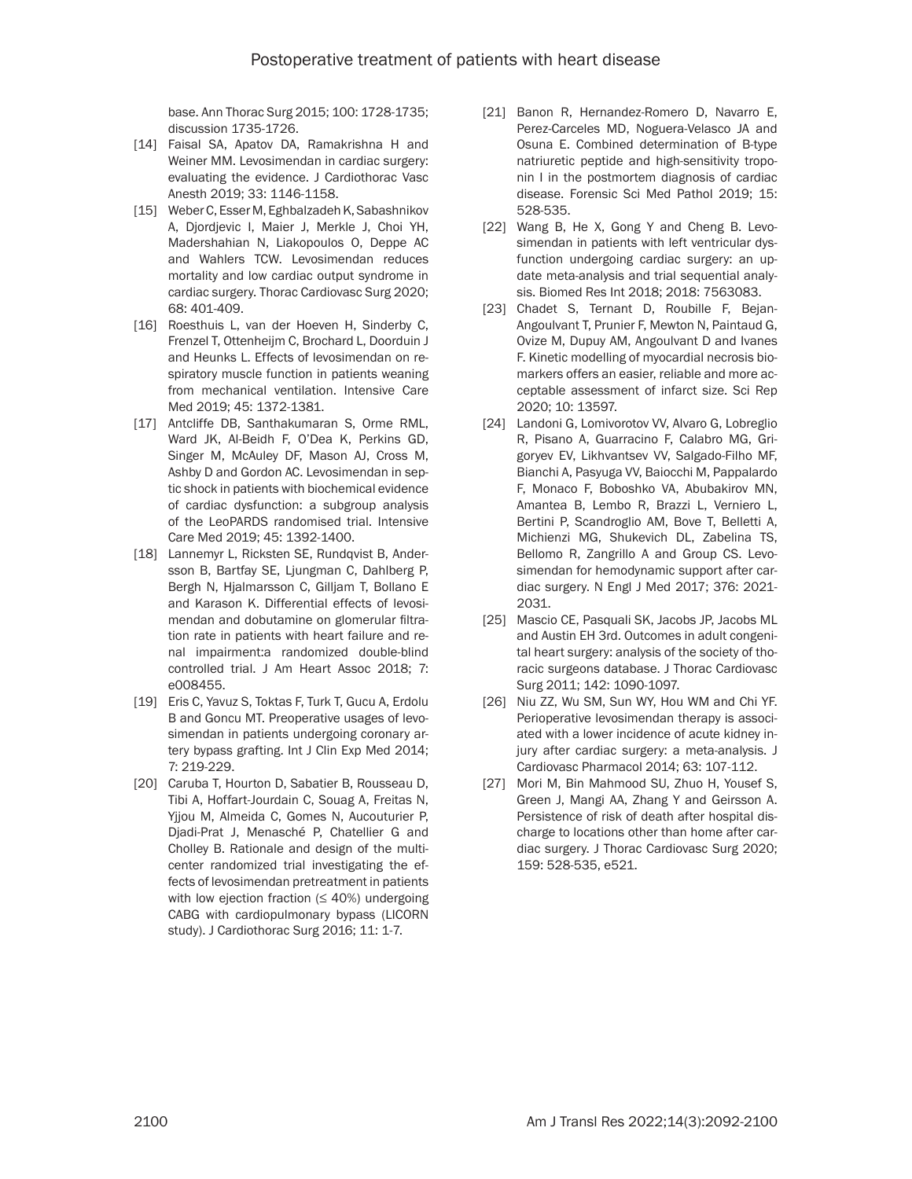base. Ann Thorac Surg 2015; 100: 1728-1735; discussion 1735-1726.

[14] Faisal SA, Apatov DA, Ramakrishna H and Weiner MM. Levosimendan in cardiac surgery: evaluating the evidence. J Cardiothorac Vasc Anesth 2019; 33: 1146-1158.

[15] Weber C, Esser M, Eghbalzadeh K, Sabashnikov A, Djordjevic I, Maier J, Merkle J, Choi YH, Madershahian N, Liakopoulos O, Deppe AC and Wahlers TCW. Levosimendan reduces mortality and low cardiac output syndrome in cardiac surgery. Thorac Cardiovasc Surg 2020; 68: 401-409.

[16] Roesthuis L, van der Hoeven H, Sinderby C, Frenzel T, Ottenheijm C, Brochard L, Doorduin J and Heunks L. Effects of levosimendan on respiratory muscle function in patients weaning from mechanical ventilation. Intensive Care Med 2019; 45: 1372-1381.

[17] Antcliffe DB, Santhakumaran S, Orme RML, Ward JK, Al-Beidh F, O'Dea K, Perkins GD, Singer M, McAuley DF, Mason AJ, Cross M, Ashby D and Gordon AC. Levosimendan in septic shock in patients with biochemical evidence of cardiac dysfunction: a subgroup analysis of the LeoPARDS randomised trial. Intensive Care Med 2019; 45: 1392-1400.

[18] Lannemyr L, Ricksten SE, Rundqvist B, Andersson B, Bartfay SE, Ljungman C, Dahlberg P, Bergh N, Hjalmarsson C, Gilljam T, Bollano E and Karason K. Differential effects of levosimendan and dobutamine on glomerular filtration rate in patients with heart failure and renal impairment:a randomized double-blind controlled trial. J Am Heart Assoc 2018; 7: e008455.

[19] Eris C, Yavuz S, Toktas F, Turk T, Gucu A, Erdolu B and Goncu MT. Preoperative usages of levosimendan in patients undergoing coronary artery bypass grafting. Int J Clin Exp Med 2014; 7: 219-229.

[20] Caruba T, Hourton D, Sabatier B, Rousseau D, Tibi A, Hoffart-Jourdain C, Souag A, Freitas N, Yjjou M, Almeida C, Gomes N, Aucouturier P, Djadi-Prat J, Menasché P, Chatellier G and Cholley B. Rationale and design of the multicenter randomized trial investigating the effects of levosimendan pretreatment in patients with low ejection fraction (≤ 40%) undergoing CABG with cardiopulmonary bypass (LICORN study). J Cardiothorac Surg 2016; 11: 1-7.

[21] Banon R, Hernandez-Romero D, Navarro E, Perez-Carceles MD, Noguera-Velasco JA and Osuna E. Combined determination of B-type natriuretic peptide and high-sensitivity troponin I in the postmortem diagnosis of cardiac disease. Forensic Sci Med Pathol 2019; 15: 528-535.

[22] Wang B, He X, Gong Y and Cheng B. Levosimendan in patients with left ventricular dysfunction undergoing cardiac surgery: an update meta-analysis and trial sequential analysis. Biomed Res Int 2018; 2018: 7563083.

[23] Chadet S, Ternant D, Roubille F, Bejan-Angoulvant T, Prunier F, Mewton N, Paintaud G, Ovize M, Dupuy AM, Angoulvant D and Ivanes F. Kinetic modelling of myocardial necrosis biomarkers offers an easier, reliable and more acceptable assessment of infarct size. Sci Rep 2020; 10: 13597.

[24] Landoni G, Lomivorotov VV, Alvaro G, Lobreglio R, Pisano A, Guarracino F, Calabro MG, Grigoryev EV, Likhvantsev VV, Salgado-Filho MF, Bianchi A, Pasyuga VV, Baiocchi M, Pappalardo F, Monaco F, Boboshko VA, Abubakirov MN, Amantea B, Lembo R, Brazzi L, Verniero L, Bertini P, Scandroglio AM, Bove T, Belletti A, Michienzi MG, Shukevich DL, Zabelina TS, Bellomo R, Zangrillo A and Group CS. Levosimendan for hemodynamic support after cardiac surgery. N Engl J Med 2017; 376: 2021-2031.

[25] Mascio CE, Pasquali SK, Jacobs JP, Jacobs ML and Austin EH 3rd. Outcomes in adult congenital heart surgery: analysis of the society of thoracic surgeons database. J Thorac Cardiovasc Surg 2011; 142: 1090-1097.

[26] Niu ZZ, Wu SM, Sun WY, Hou WM and Chi YF. Perioperative levosimendan therapy is associated with a lower incidence of acute kidney injury after cardiac surgery: a meta-analysis. J Cardiovasc Pharmacol 2014; 63: 107-112.

[27] Mori M, Bin Mahmood SU, Zhuo H, Yousef S, Green J, Mangi AA, Zhang Y and Geirsson A. Persistence of risk of death after hospital discharge to locations other than home after cardiac surgery. J Thorac Cardiovasc Surg 2020; 159: 528-535, e521.